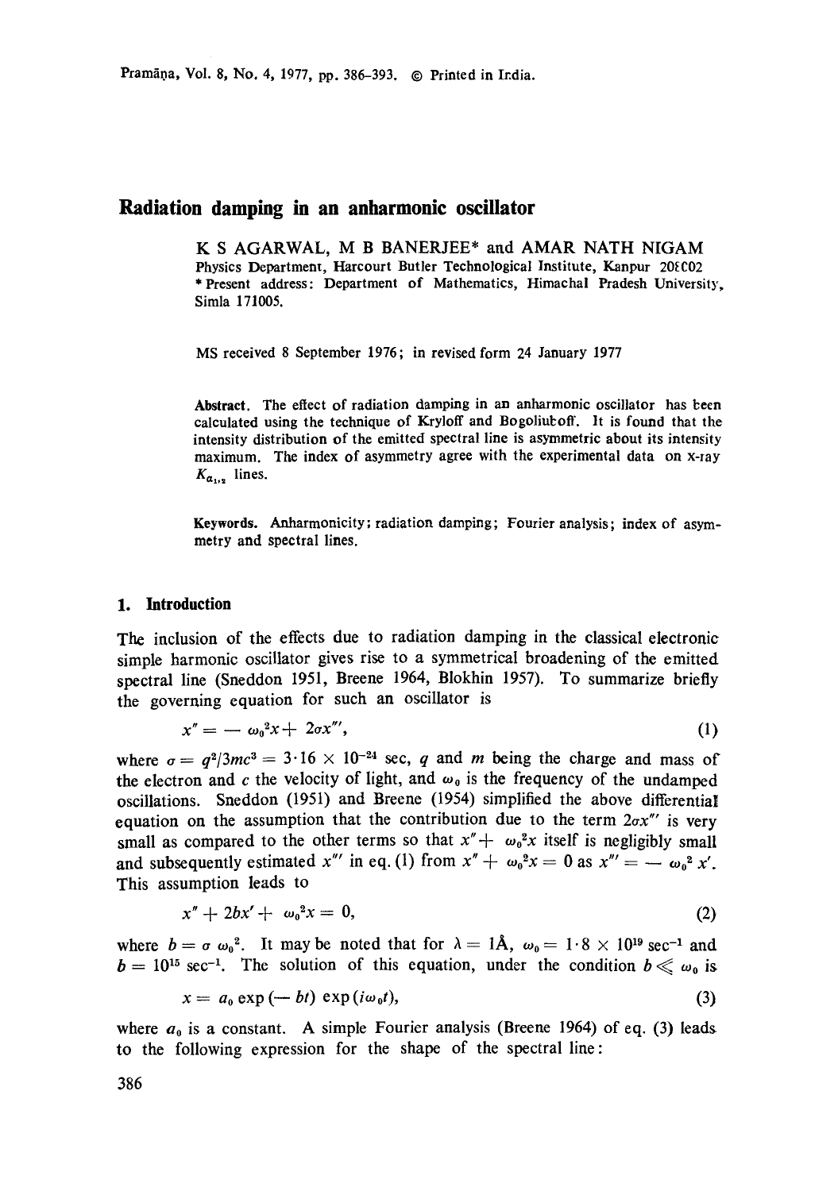# Radiation damping in an anharmonic oscillator

K S AGARWAL, M B BANERJEE* and AMAR NATH NIGAM

Physics Department, Harcourt Butler Technological Institute, Kanpur 208002

\* Present address: Department of Mathematics, Himachal Pradesh University, Simla 171005.

MS received 8 September 1976; in revised form 24 January 1977

**Abstract.** The effect of radiation damping in an anharmonic oscillator has been calculated using the technique of Kryloff and Bogoliuboff. It is found that the intensity distribution of the emitted spectral line is asymmetric about its intensity maximum. The index of asymmetry agree with the experimental data on x-ray $K_{\alpha_{1,2}}$ lines.

**Keywords.** Anharmonicity; radiation damping; Fourier analysis; index of asymmetry and spectral lines.

## 1. Introduction

The inclusion of the effects due to radiation damping in the classical electronic simple harmonic oscillator gives rise to a symmetrical broadening of the emitted spectral line (Sneddon 1951, Breene 1964, Blokhin 1957). To summarize briefly the governing equation for such an oscillator is

$$x'' = -\omega_0^2 x + 2\sigma x''', \tag{1}$$

where $\sigma = q^2/3mc^3 = 3 \cdot 16 \times 10^{-24}$ sec, $q$ and $m$ being the charge and mass of the electron and $c$ the velocity of light, and $\omega_0$ is the frequency of the undamped oscillations. Sneddon (1951) and Breene (1954) simplified the above differential equation on the assumption that the contribution due to the term $2\sigma x'''$ is very small as compared to the other terms so that $x'' + \omega_0^2 x$ itself is negligibly small and subsequently estimated $x'''$ in eq. (1) from $x'' + \omega_0^2 x = 0$ as $x''' = -\omega_0^2 x'$. This assumption leads to

$$x'' + 2bx' + \omega_0^2 x = 0, \tag{2}$$

where $b = \sigma \omega_0^2$. It may be noted that for $\lambda = 1$Å, $\omega_0 = 1 \cdot 8 \times 10^{19}$ sec$^{-1}$ and $b = 10^{15}$ sec$^{-1}$. The solution of this equation, under the condition $b \ll \omega_0$ is

$$x = a_0 \exp(-bt) \exp(i\omega_0 t), \tag{3}$$

where $a_0$ is a constant. A simple Fourier analysis (Breene 1964) of eq. (3) leads to the following expression for the shape of the spectral line: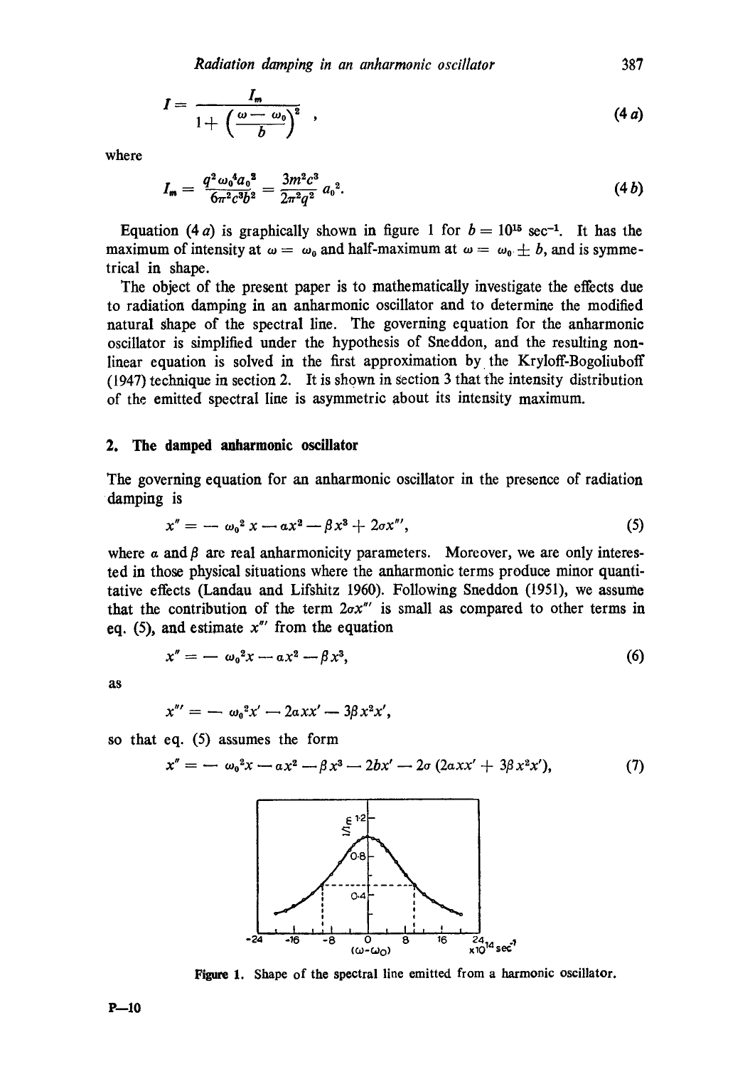$$I = \frac{I_m}{1 + \left(\frac{\omega - \omega_0}{b}\right)^2}, \tag{4a}$$

where

$$I_m = \frac{q^2 \omega_0^4 a_0^2}{6\pi^2 c^3 b^2} = \frac{3m^2 c^3}{2\pi^2 q^2} a_0^2. \tag{4b}$$

Equation (4 *a*) is graphically shown in figure 1 for $b = 10^{15}$ sec$^{-1}$. It has the maximum of intensity at $\omega = \omega_0$ and half-maximum at $\omega = \omega_0 \pm b$, and is symmetrical in shape.

The object of the present paper is to mathematically investigate the effects due to radiation damping in an anharmonic oscillator and to determine the modified natural shape of the spectral line. The governing equation for the anharmonic oscillator is simplified under the hypothesis of Sneddon, and the resulting nonlinear equation is solved in the first approximation by the Kryloff-Bogoliuboff (1947) technique in section 2. It is shown in section 3 that the intensity distribution of the emitted spectral line is asymmetric about its intensity maximum.

## 2. The damped anharmonic oscillator

The governing equation for an anharmonic oscillator in the presence of radiation damping is

$$x'' = -\omega_0^2 x - \alpha x^2 - \beta x^3 + 2\sigma x''', \tag{5}$$

where $\alpha$ and $\beta$ are real anharmonicity parameters. Moreover, we are only interested in those physical situations where the anharmonic terms produce minor quantitative effects (Landau and Lifshitz 1960). Following Sneddon (1951), we assume that the contribution of the term $2\sigma x'''$ is small as compared to other terms in eq. (5), and estimate $x'''$ from the equation

$$x'' = -\omega_0^2 x - \alpha x^2 - \beta x^3, \tag{6}$$

as

$$x''' = -\omega_0^2 x' - 2\alpha x x' - 3\beta x^2 x',$$

so that eq. (5) assumes the form

$$x'' = -\omega_0^2 x - \alpha x^2 - \beta x^3 - 2bx' - 2\sigma(2\alpha x x' + 3\beta x^2 x'), \tag{7}$$

**Figure 1.** Shape of the spectral line emitted from a harmonic oscillator.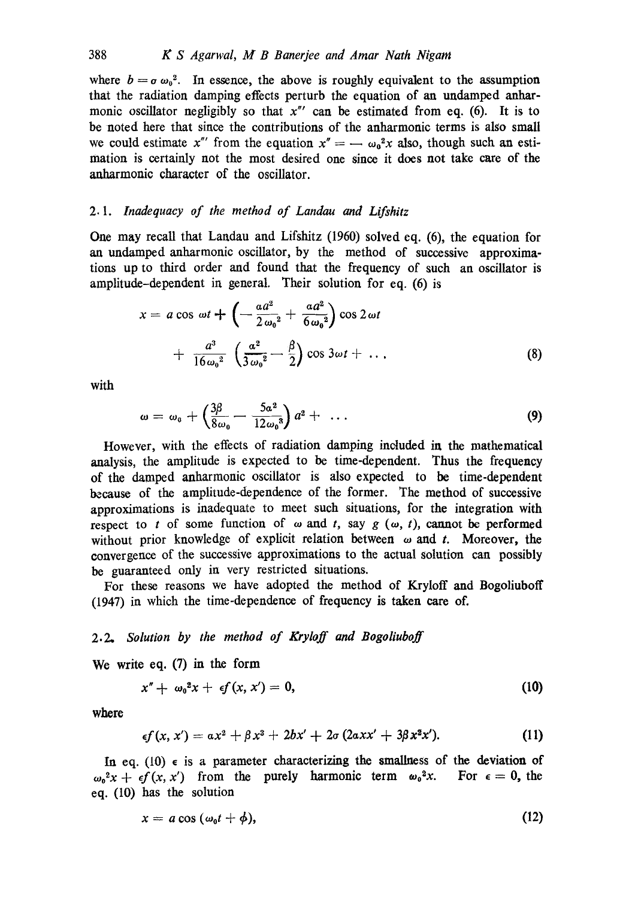where $b = \sigma \omega_0^2$. In essence, the above is roughly equivalent to the assumption that the radiation damping effects perturb the equation of an undamped anharmonic oscillator negligibly so that $x'''$ can be estimated from eq. (6). It is to be noted here that since the contributions of the anharmonic terms is also small we could estimate $x'''$ from the equation $x'' = -\omega_0^2 x$ also, though such an estimation is certainly not the most desired one since it does not take care of the anharmonic character of the oscillator.

### 2.1. *Inadequacy of the method of Landau and Lifshitz*

One may recall that Landau and Lifshitz (1960) solved eq. (6), the equation for an undamped anharmonic oscillator, by the method of successive approximations up to third order and found that the frequency of such an oscillator is amplitude-dependent in general. Their solution for eq. (6) is

$$x = a \cos \omega t + \left( -\frac{\alpha a^2}{2\omega_0^2} + \frac{\alpha a^2}{6\omega_0^2} \right) \cos 2\omega t + \frac{a^3}{16\omega_0^2} \left( \frac{\alpha^2}{3\omega_0^2} - \frac{\beta}{2} \right) \cos 3\omega t + \ldots \tag{8}$$

with

$$\omega = \omega_0 + \left( \frac{3\beta}{8\omega_0} - \frac{5\alpha^2}{12\omega_0^3} \right) a^2 + \ldots \tag{9}$$

However, with the effects of radiation damping included in the mathematical analysis, the amplitude is expected to be time-dependent. Thus the frequency of the damped anharmonic oscillator is also expected to be time-dependent because of the amplitude-dependence of the former. The method of successive approximations is inadequate to meet such situations, for the integration with respect to $t$ of some function of $\omega$ and $t$, say $g(\omega, t)$, cannot be performed without prior knowledge of explicit relation between $\omega$ and $t$. Moreover, the convergence of the successive approximations to the actual solution can possibly be guaranteed only in very restricted situations.

For these reasons we have adopted the method of Kryloff and Bogoliuboff (1947) in which the time-dependence of frequency is taken care of.

### 2.2. *Solution by the method of Kryloff and Bogoliuboff*

We write eq. (7) in the form

$$x'' + \omega_0^2 x + \epsilon f(x, x') = 0, \tag{10}$$

where

$$\epsilon f(x, x') = \alpha x^2 + \beta x^3 + 2bx' + 2\sigma (2\alpha x x' + 3\beta x^2 x'). \tag{11}$$

In eq. (10) $\epsilon$ is a parameter characterizing the smallness of the deviation of $\omega_0^2 x + \epsilon f(x, x')$ from the purely harmonic term $\omega_0^2 x$. For $\epsilon = 0$, the eq. (10) has the solution

$$x = a \cos (\omega_0 t + \phi), \tag{12}$$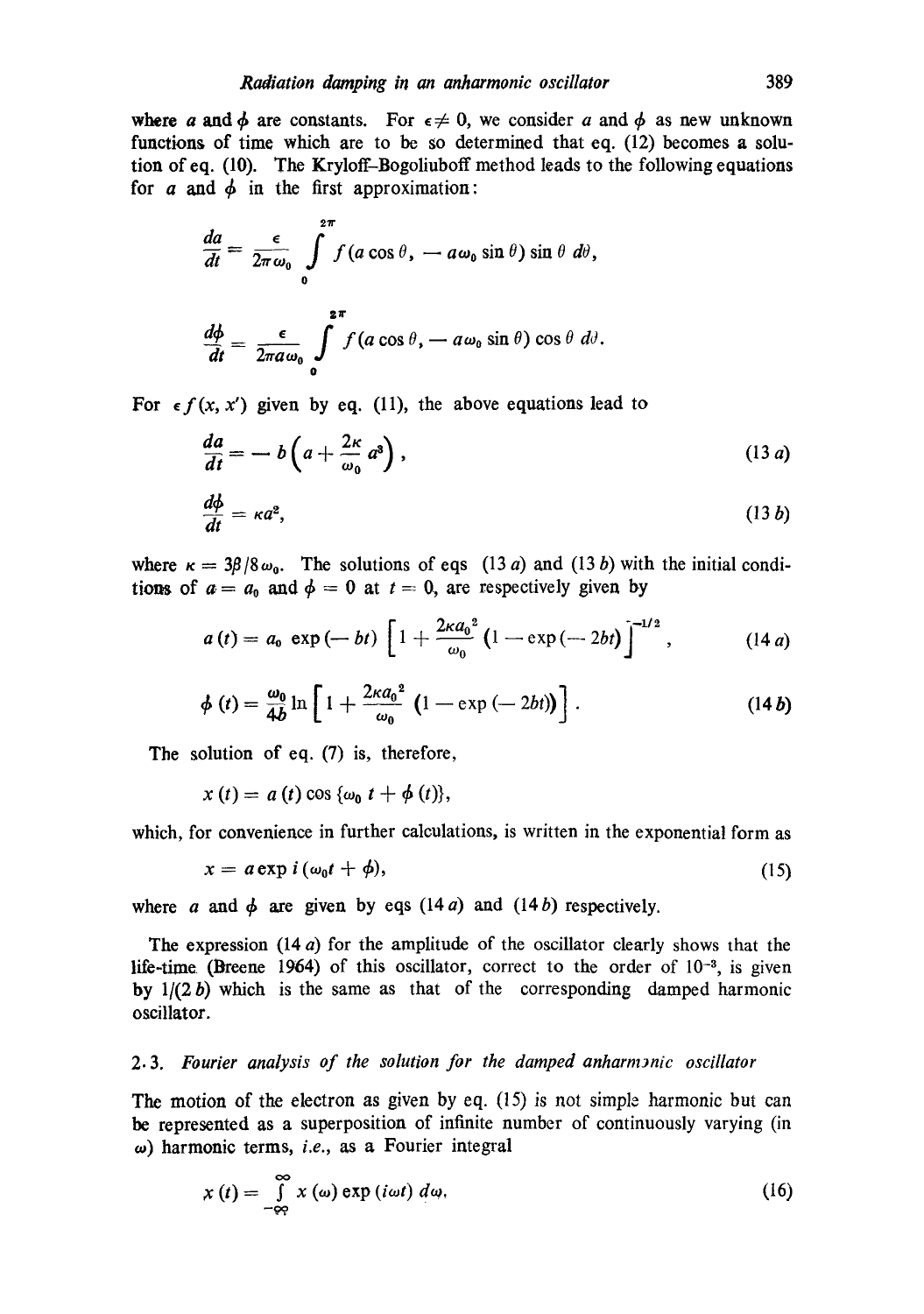where $a$ and $\phi$ are constants. For $\epsilon \neq 0$, we consider $a$ and $\phi$ as new unknown functions of time which are to be so determined that eq. (12) becomes a solution of eq. (10). The Kryloff–Bogoliuboff method leads to the following equations for $a$ and $\phi$ in the first approximation:

$$\frac{da}{dt} = \frac{\epsilon}{2\pi\omega_0} \int_0^{2\pi} f(a\cos\theta, -a\omega_0 \sin\theta) \sin\theta \, d\theta,$$

$$\frac{d\phi}{dt} = \frac{\epsilon}{2\pi a\omega_0} \int_0^{2\pi} f(a\cos\theta, -a\omega_0 \sin\theta) \cos\theta \, d\theta.$$

For $\epsilon f(x, x')$ given by eq. (11), the above equations lead to

$$\frac{da}{dt} = -b\left(a + \frac{2\kappa}{\omega_0} a^3\right), \tag{13 a}$$

$$\frac{d\phi}{dt} = \kappa a^2, \tag{13 b}$$

where $\kappa = 3\beta/8\omega_0$. The solutions of eqs (13 *a*) and (13 *b*) with the initial conditions of $a = a_0$ and $\phi = 0$ at $t = 0$, are respectively given by

$$a(t) = a_0 \exp(-bt) \left[1 + \frac{2\kappa a_0^2}{\omega_0} (1 - \exp(-2bt)\right]^{-1/2}, \tag{14 a}$$

$$\phi(t) = \frac{\omega_0}{4b} \ln\left[1 + \frac{2\kappa a_0^2}{\omega_0} (1 - \exp(-2bt))\right]. \tag{14 b}$$

The solution of eq. (7) is, therefore,

$$x(t) = a(t) \cos\{\omega_0 t + \phi(t)\},$$

which, for convenience in further calculations, is written in the exponential form as

$$x = a \exp i(\omega_0 t + \phi), \tag{15}$$

where $a$ and $\phi$ are given by eqs (14 *a*) and (14 *b*) respectively.

The expression (14 *a*) for the amplitude of the oscillator clearly shows that the life-time (Breene 1964) of this oscillator, correct to the order of $10^{-3}$, is given by $1/(2b)$ which is the same as that of the corresponding damped harmonic oscillator.

### 2.3. *Fourier analysis of the solution for the damped anharmonic oscillator*

The motion of the electron as given by eq. (15) is not simple harmonic but can be represented as a superposition of infinite number of continuously varying (in $\omega$) harmonic terms, *i.e.*, as a Fourier integral

$$x(t) = \int_{-\infty}^{\infty} x(\omega) \exp(i\omega t) \, d\omega, \tag{16}$$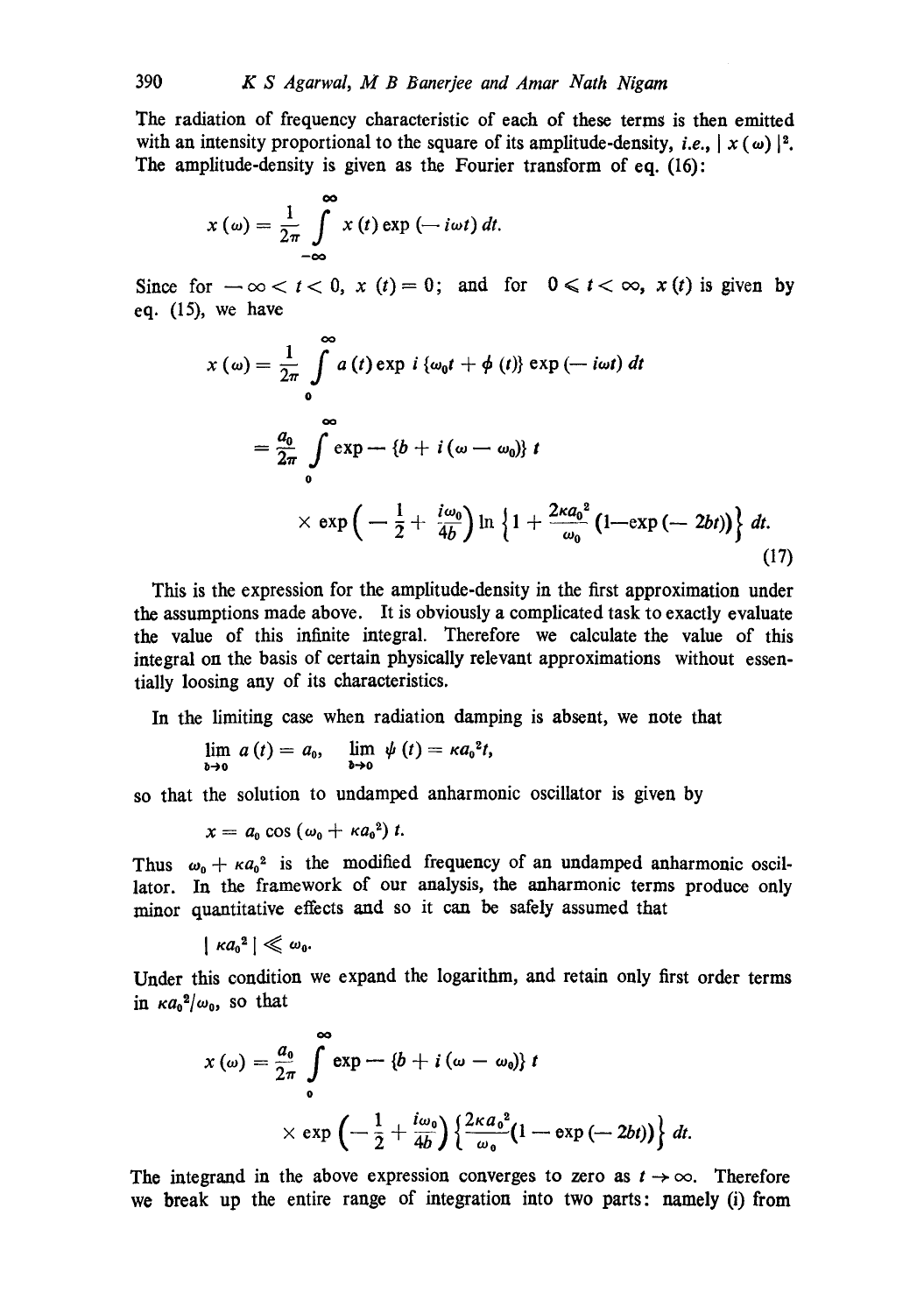The radiation of frequency characteristic of each of these terms is then emitted with an intensity proportional to the square of its amplitude-density, *i.e.*, $|x(\omega)|^2$. The amplitude-density is given as the Fourier transform of eq. (16):

$$x(\omega) = \frac{1}{2\pi} \int_{-\infty}^{\infty} x(t) \exp(-i\omega t)\, dt.$$

Since for $-\infty < t < 0$, $x(t) = 0$; and for $0 \leqslant t < \infty$, $x(t)$ is given by eq. (15), we have

$$x(\omega) = \frac{1}{2\pi} \int_{0}^{\infty} a(t) \exp i\{\omega_0 t + \phi(t)\} \exp(-i\omega t)\, dt$$

$$= \frac{a_0}{2\pi} \int_{0}^{\infty} \exp -\{b + i(\omega - \omega_0)\}\, t$$

$$\times \exp\left(-\frac{1}{2} + \frac{i\omega_0}{4b}\right) \ln\left\{1 + \frac{2\kappa a_0^2}{\omega_0}(1 - \exp(-2bt))\right\} dt. \tag{17}$$

This is the expression for the amplitude-density in the first approximation under the assumptions made above. It is obviously a complicated task to exactly evaluate the value of this infinite integral. Therefore we calculate the value of this integral on the basis of certain physically relevant approximations without essentially loosing any of its characteristics.

In the limiting case when radiation damping is absent, we note that

$$\lim_{b \to 0} a(t) = a_0, \quad \lim_{b \to 0} \psi(t) = \kappa a_0^2 t,$$

so that the solution to undamped anharmonic oscillator is given by

$$x = a_0 \cos(\omega_0 + \kappa a_0^2)\, t.$$

Thus $\omega_0 + \kappa a_0^2$ is the modified frequency of an undamped anharmonic oscillator. In the framework of our analysis, the anharmonic terms produce only minor quantitative effects and so it can be safely assumed that

$$|\kappa a_0^2| \ll \omega_0.$$

Under this condition we expand the logarithm, and retain only first order terms in $\kappa a_0^2/\omega_0$, so that

$$x(\omega) = \frac{a_0}{2\pi} \int_{0}^{\infty} \exp -\{b + i(\omega - \omega_0)\}\, t$$

$$\times \exp\left(-\frac{1}{2} + \frac{i\omega_0}{4b}\right) \left\{\frac{2\kappa a_0^2}{\omega_0}(1 - \exp(-2bt))\right\} dt.$$

The integrand in the above expression converges to zero as $t \to \infty$. Therefore we break up the entire range of integration into two parts: namely (i) from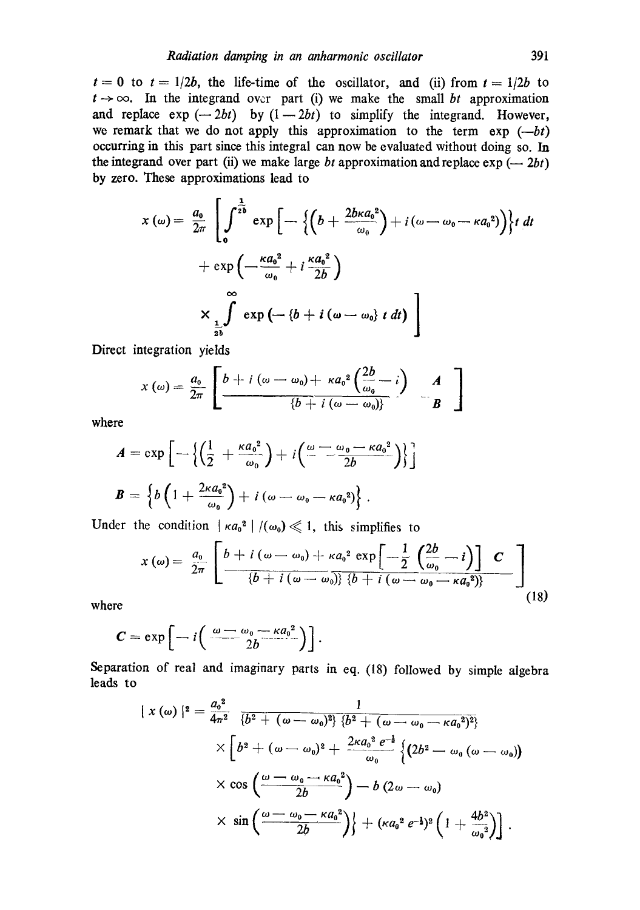$t = 0$ to $t = 1/2b$, the life-time of the oscillator, and (ii) from $t = 1/2b$ to $t \to \infty$. In the integrand over part (i) we make the small $bt$ approximation and replace $\exp(-2bt)$ by $(1 - 2bt)$ to simplify the integrand. However, we remark that we do not apply this approximation to the term $\exp(-bt)$ occurring in this part since this integral can now be evaluated without doing so. In the integrand over part (ii) we make large $bt$ approximation and replace $\exp(-2bt)$ by zero. These approximations lead to

$$x(\omega) = \frac{a_0}{2\pi}\left[\int_0^{\frac{1}{2b}} \exp\left[-\left\{\left(b + \frac{2b\kappa a_0^2}{\omega_0}\right) + i(\omega - \omega_0 - \kappa a_0^2)\right\}t\; dt\right.\right.$$

$$+ \exp\left(-\frac{\kappa a_0^2}{\omega_0} + i\frac{\kappa a_0^2}{2b}\right)$$

$$\left.\times \int_{\frac{1}{2b}}^{\infty} \exp\left(-\{b + i(\omega - \omega_0\}\; t\; dt\right)\right]$$

Direct integration yields

$$x(\omega) = \frac{a_0}{2\pi}\left[\frac{b + i(\omega - \omega_0) + \kappa a_0^2\left(\frac{2b}{\omega_0} - i\right)}{\{b + i(\omega - \omega_0)\}} \cdot \frac{A}{B}\right]$$

where

$$A = \exp\left[-\left\{\left(\frac{1}{2} + \frac{\kappa a_0^2}{\omega_0}\right) + i\left(\frac{\omega - \omega_0 - \kappa a_0^2}{2b}\right)\right\}\right]$$

$$B = \left\{b\left(1 + \frac{2\kappa a_0^2}{\omega_0}\right) + i(\omega - \omega_0 - \kappa a_0^2)\right\}.$$

Under the condition $|\kappa a_0^2|/(\omega_0) \ll 1$, this simplifies to

$$x(\omega) = \frac{a_0}{2\pi}\left[\frac{b + i(\omega - \omega_0) + \kappa a_0^2 \exp\left[-\frac{1}{2}\left(\frac{2b}{\omega_0} - i\right)\right] C}{\{b + i(\omega - \omega_0)\}\{b + i(\omega - \omega_0 - \kappa a_0^2)\}}\right] \tag{18}$$

where

$$C = \exp\left[-i\left(\frac{\omega - \omega_0 - \kappa a_0^2}{2b}\right)\right].$$

Separation of real and imaginary parts in eq. (18) followed by simple algebra leads to

$$|x(\omega)|^2 = \frac{a_0^2}{4\pi^2}\frac{1}{\{b^2 + (\omega - \omega_0)^2\}\{b^2 + (\omega - \omega_0 - \kappa a_0^2)^2\}}$$

$$\times \left[b^2 + (\omega - \omega_0)^2 + \frac{2\kappa a_0^2 e^{-\frac{1}{2}}}{\omega_0}\left\{(2b^2 - \omega_0(\omega - \omega_0))\right.\right.$$

$$\times \cos\left(\frac{\omega - \omega_0 - \kappa a_0^2}{2b}\right) - b(2\omega - \omega_0)$$

$$\left.\left.\times \sin\left(\frac{\omega - \omega_0 - \kappa a_0^2}{2b}\right)\right\} + (\kappa a_0^2 e^{-\frac{1}{2}})^2\left(1 + \frac{4b^2}{\omega_0^2}\right)\right].$$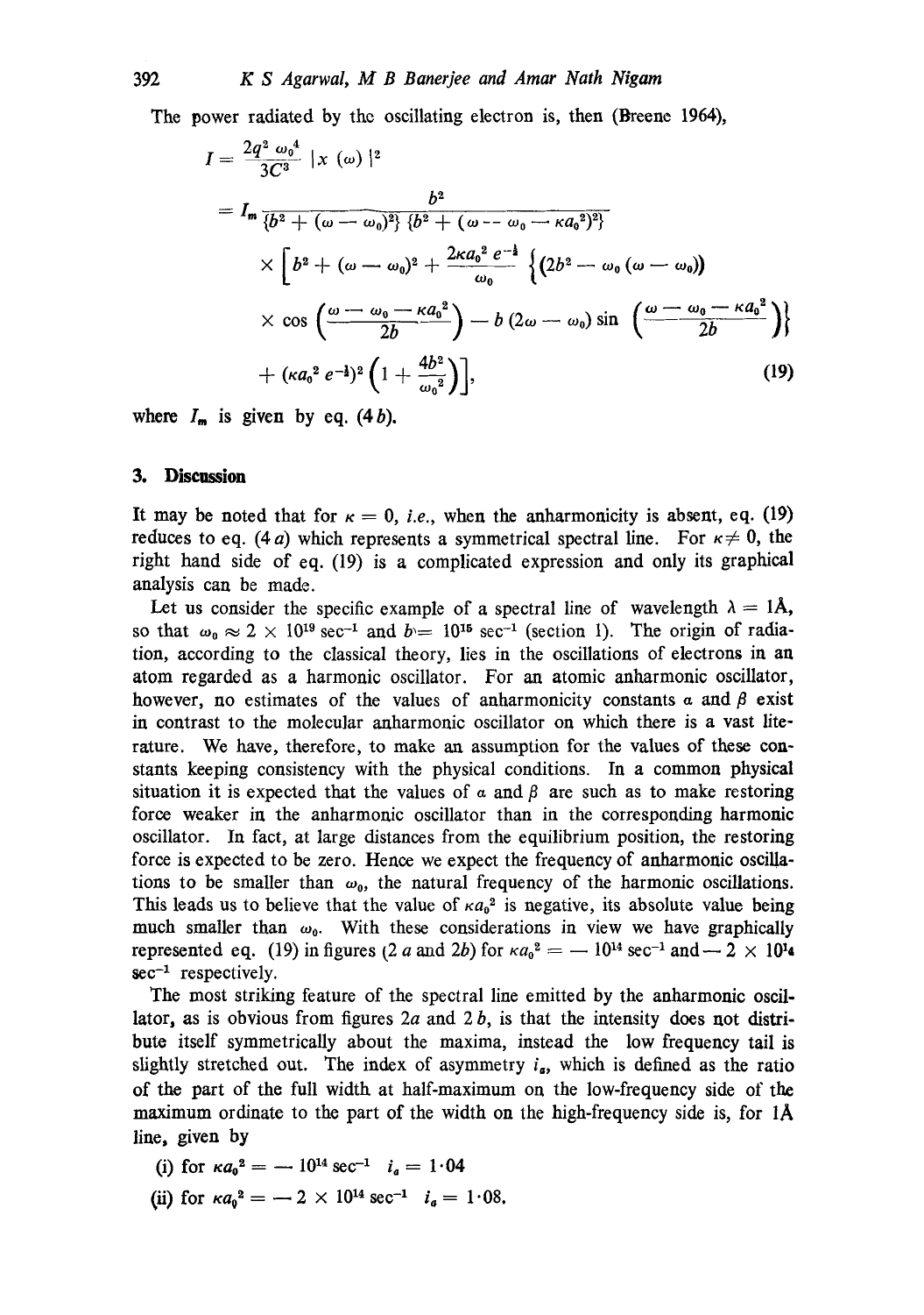The power radiated by the oscillating electron is, then (Breene 1964),

$$
\begin{aligned}
I &= \frac{2q^2\,\omega_0^4}{3C^3}\,|x(\omega)|^2 \\
&= I_m \frac{b^2}{\{b^2 + (\omega - \omega_0)^2\}\{b^2 + (\omega - \omega_0 - \kappa a_0^2)^2\}} \\
&\quad \times \Big[ b^2 + (\omega - \omega_0)^2 + \frac{2\kappa a_0^2\, e^{-\frac{1}{2}}}{\omega_0} \Big\{ (2b^2 - \omega_0(\omega - \omega_0)) \\
&\quad \times \cos\left(\frac{\omega - \omega_0 - \kappa a_0^2}{2b}\right) - b\,(2\omega - \omega_0) \sin\left(\frac{\omega - \omega_0 - \kappa a_0^2}{2b}\right)\Big\} \\
&\quad + (\kappa a_0^2\, e^{-\frac{1}{2}})^2 \left(1 + \frac{4b^2}{\omega_0^2}\right)\Big], \qquad (19)
\end{aligned}
$$

where $I_m$ is given by eq. (4 *b*).

## 3. Discussion

It may be noted that for $\kappa = 0$, *i.e.*, when the anharmonicity is absent, eq. (19) reduces to eq. (4 *a*) which represents a symmetrical spectral line. For $\kappa \neq 0$, the right hand side of eq. (19) is a complicated expression and only its graphical analysis can be made.

Let us consider the specific example of a spectral line of wavelength $\lambda = 1\text{Å}$, so that $\omega_0 \approx 2 \times 10^{19}\ \text{sec}^{-1}$ and $b = 10^{15}\ \text{sec}^{-1}$ (section 1). The origin of radiation, according to the classical theory, lies in the oscillations of electrons in an atom regarded as a harmonic oscillator. For an atomic anharmonic oscillator, however, no estimates of the values of anharmonicity constants $\alpha$ and $\beta$ exist in contrast to the molecular anharmonic oscillator on which there is a vast literature. We have, therefore, to make an assumption for the values of these constants keeping consistency with the physical conditions. In a common physical situation it is expected that the values of $\alpha$ and $\beta$ are such as to make restoring force weaker in the anharmonic oscillator than in the corresponding harmonic oscillator. In fact, at large distances from the equilibrium position, the restoring force is expected to be zero. Hence we expect the frequency of anharmonic oscillations to be smaller than $\omega_0$, the natural frequency of the harmonic oscillations. This leads us to believe that the value of $\kappa a_0^2$ is negative, its absolute value being much smaller than $\omega_0$. With these considerations in view we have graphically represented eq. (19) in figures (2 *a* and 2*b*) for $\kappa a_0^2 = -10^{14}\ \text{sec}^{-1}$ and $-2 \times 10^{14}\ \text{sec}^{-1}$ respectively.

The most striking feature of the spectral line emitted by the anharmonic oscillator, as is obvious from figures 2*a* and 2 *b*, is that the intensity does not distribute itself symmetrically about the maxima, instead the low frequency tail is slightly stretched out. The index of asymmetry $i_a$, which is defined as the ratio of the part of the full width at half-maximum on the low-frequency side of the maximum ordinate to the part of the width on the high-frequency side is, for 1Å line, given by

(i) for $\kappa a_0^2 = -10^{14}\ \text{sec}^{-1}$ $\quad i_a = 1{\cdot}04$

(ii) for $\kappa a_0^2 = -2 \times 10^{14}\ \text{sec}^{-1}$ $\quad i_a = 1{\cdot}08$.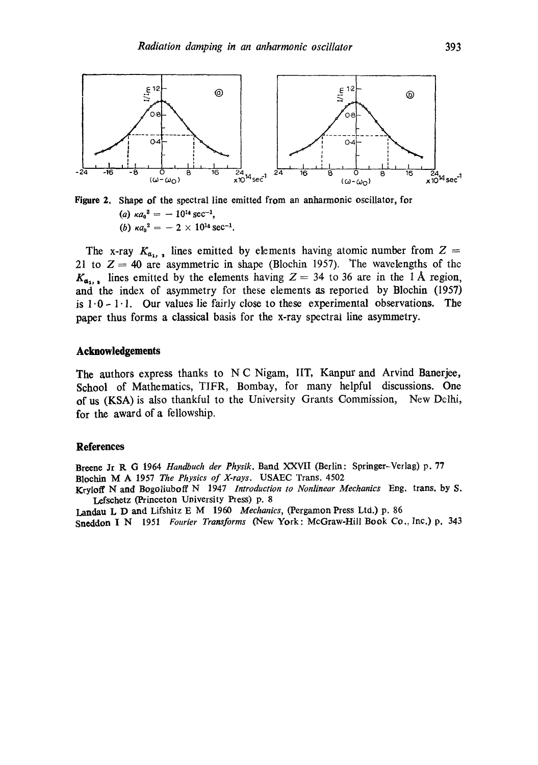$I/I_m$ 1·2 0·8 0·4

-24 -16 -8 0 8 16 24

$(\omega-\omega_0)$ $\times 10^{14}$ sec$^{-1}$

(a)

$I/I_m$ 1·2 0·8 0·4

24 16 8 0 8 16 24

$(\omega-\omega_0)$ $\times 10^{14}$ sec$^{-1}$

(b)

**Figure 2.** Shape of the spectral line emitted from an anharmonic oscillator, for
(a) $\kappa a_0^2 = -10^{14}\,\text{sec}^{-1}$,
(b) $\kappa a_0^2 = -2 \times 10^{14}\,\text{sec}^{-1}$.

The x-ray $K_{\alpha_1,2}$ lines emitted by elements having atomic number from $Z = 21$ to $Z = 40$ are asymmetric in shape (Blochin 1957). The wavelengths of the $K_{\alpha_1,2}$ lines emitted by the elements having $Z = 34$ to 36 are in the 1 Å region, and the index of asymmetry for these elements as reported by Blochin (1957) is 1·0 - 1·1. Our values lie fairly close to these experimental observations. The paper thus forms a classical basis for the x-ray spectral line asymmetry.

## Acknowledgements

The authors express thanks to N C Nigam, IIT, Kanpur and Arvind Banerjee, School of Mathematics, TIFR, Bombay, for many helpful discussions. One of us (KSA) is also thankful to the University Grants Commission, New Delhi, for the award of a fellowship.

## References

Breene Jr R G 1964 *Handbuch der Physik*. Band XXVII (Berlin: Springer-Verlag) p. 77

Blochin M A 1957 *The Physics of X-rays*. USAEC Trans. 4502

Kryloff N and Bogoliuboff N 1947 *Introduction to Nonlinear Mechanics* Eng. trans. by S. Lefschetz (Princeton University Press) p. 8

Landau L D and Lifshitz E M 1960 *Mechanics*, (Pergamon Press Ltd.) p. 86

Sneddon I N 1951 *Fourier Transforms* (New York: McGraw-Hill Book Co., Inc.) p. 343